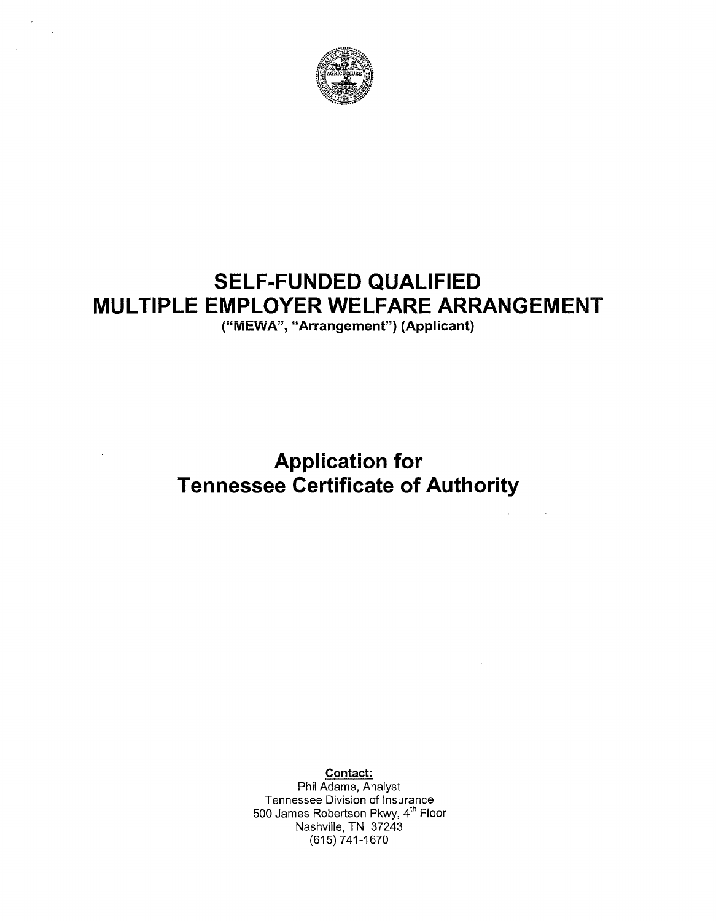# SELF-FUNDED QUALIFIED MULTIPLE EMPLOYER WELFARE ARRANGEMENT

**("MEWA", "Arrangement") (Applicant)**

# Application for Tennessee Certificate of Authority

**Contact:**

Phil Adams, Analyst
Tennessee Division of Insurance
500 James Robertson Pkwy, 4th Floor
Nashville, TN 37243
(615) 741-1670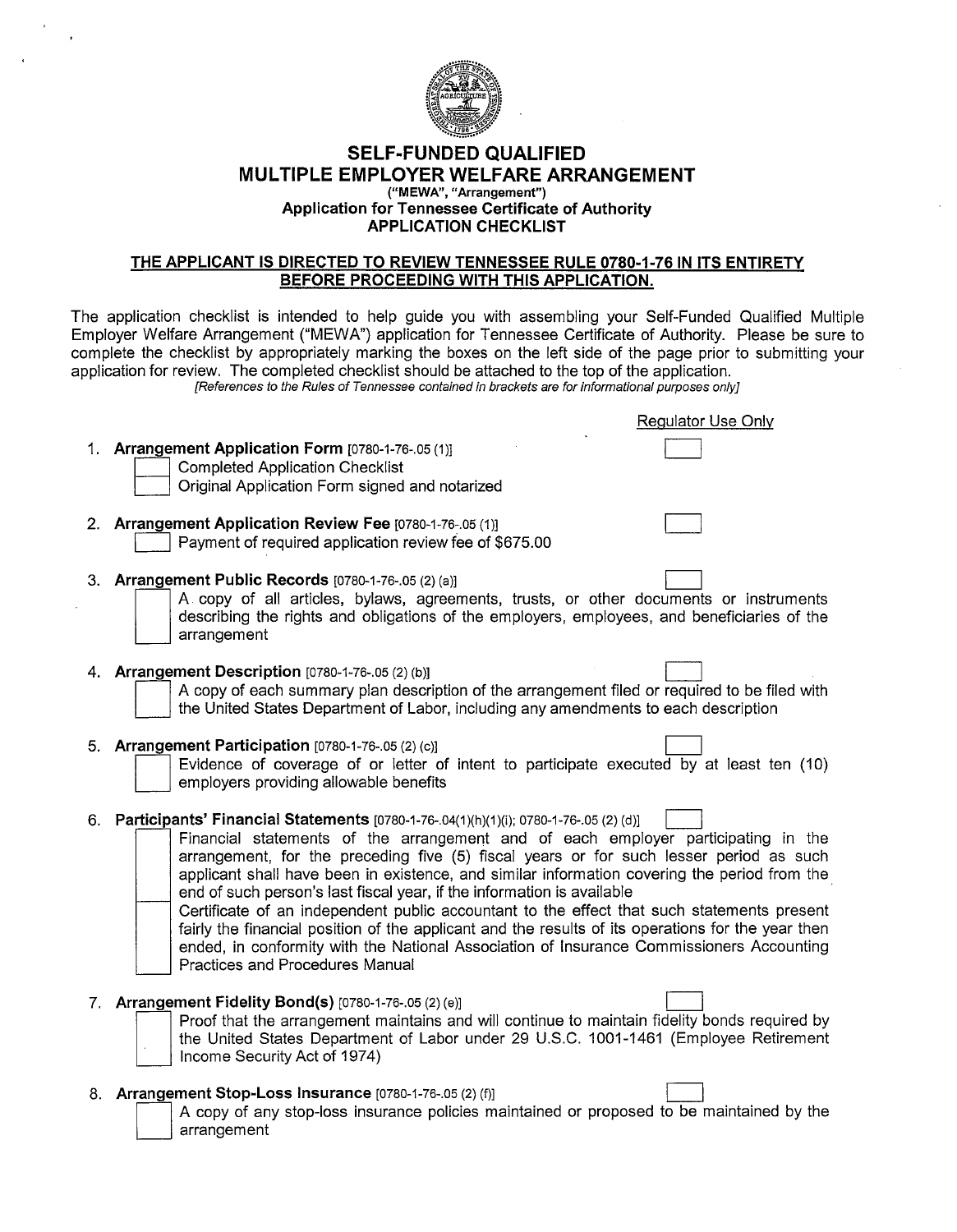# SELF-FUNDED QUALIFIED MULTIPLE EMPLOYER WELFARE ARRANGEMENT

**("MEWA", "Arrangement")**
**Application for Tennessee Certificate of Authority**
**APPLICATION CHECKLIST**

**THE APPLICANT IS DIRECTED TO REVIEW TENNESSEE RULE 0780-1-76 IN ITS ENTIRETY BEFORE PROCEEDING WITH THIS APPLICATION.**

The application checklist is intended to help guide you with assembling your Self-Funded Qualified Multiple Employer Welfare Arrangement ("MEWA") application for Tennessee Certificate of Authority. Please be sure to complete the checklist by appropriately marking the boxes on the left side of the page prior to submitting your application for review. The completed checklist should be attached to the top of the application.

*[References to the Rules of Tennessee contained in brackets are for informational purposes only]*

Regulator Use Only

1. **Arrangement Application Form** [0780-1-76-.05 (1)] ☐
   - ☐ Completed Application Checklist
   - ☐ Original Application Form signed and notarized

2. **Arrangement Application Review Fee** [0780-1-76-.05 (1)] ☐
   - ☐ Payment of required application review fee of $675.00

3. **Arrangement Public Records** [0780-1-76-.05 (2) (a)] ☐
   - ☐ A copy of all articles, bylaws, agreements, trusts, or other documents or instruments describing the rights and obligations of the employers, employees, and beneficiaries of the arrangement

4. **Arrangement Description** [0780-1-76-.05 (2) (b)] ☐
   - ☐ A copy of each summary plan description of the arrangement filed or required to be filed with the United States Department of Labor, including any amendments to each description

5. **Arrangement Participation** [0780-1-76-.05 (2) (c)] ☐
   - ☐ Evidence of coverage of or letter of intent to participate executed by at least ten (10) employers providing allowable benefits

6. **Participants' Financial Statements** [0780-1-76-.04(1)(h)(1)(i); 0780-1-76-.05 (2) (d)] ☐
   - ☐ Financial statements of the arrangement and of each employer participating in the arrangement, for the preceding five (5) fiscal years or for such lesser period as such applicant shall have been in existence, and similar information covering the period from the end of such person's last fiscal year, if the information is available
   - ☐ Certificate of an independent public accountant to the effect that such statements present fairly the financial position of the applicant and the results of its operations for the year then ended, in conformity with the National Association of Insurance Commissioners Accounting Practices and Procedures Manual

7. **Arrangement Fidelity Bond(s)** [0780-1-76-.05 (2) (e)] ☐
   - ☐ Proof that the arrangement maintains and will continue to maintain fidelity bonds required by the United States Department of Labor under 29 U.S.C. 1001-1461 (Employee Retirement Income Security Act of 1974)

8. **Arrangement Stop-Loss Insurance** [0780-1-76-.05 (2) (f)] ☐
   - ☐ A copy of any stop-loss insurance policies maintained or proposed to be maintained by the arrangement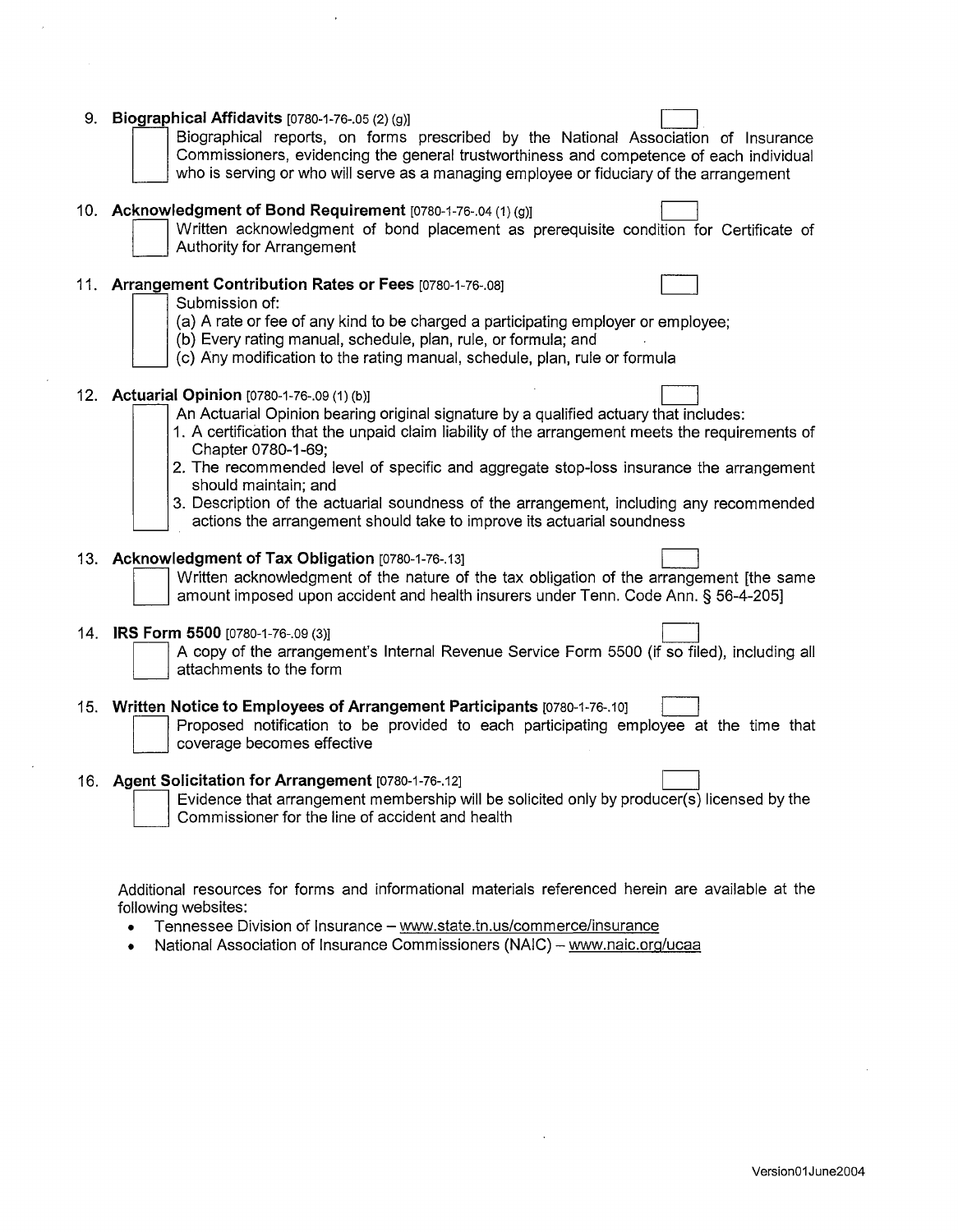9. **Biographical Affidavits** [0780-1-76-.05 (2) (g)] ☐

   ☐ Biographical reports, on forms prescribed by the National Association of Insurance Commissioners, evidencing the general trustworthiness and competence of each individual who is serving or who will serve as a managing employee or fiduciary of the arrangement

10. **Acknowledgment of Bond Requirement** [0780-1-76-.04 (1) (g)] ☐

    ☐ Written acknowledgment of bond placement as prerequisite condition for Certificate of Authority for Arrangement

11. **Arrangement Contribution Rates or Fees** [0780-1-76-.08] ☐

    ☐ Submission of:
    (a) A rate or fee of any kind to be charged a participating employer or employee;
    (b) Every rating manual, schedule, plan, rule, or formula; and
    (c) Any modification to the rating manual, schedule, plan, rule or formula

12. **Actuarial Opinion** [0780-1-76-.09 (1) (b)] ☐

    ☐ An Actuarial Opinion bearing original signature by a qualified actuary that includes:
    1. A certification that the unpaid claim liability of the arrangement meets the requirements of Chapter 0780-1-69;
    2. The recommended level of specific and aggregate stop-loss insurance the arrangement should maintain; and
    3. Description of the actuarial soundness of the arrangement, including any recommended actions the arrangement should take to improve its actuarial soundness

13. **Acknowledgment of Tax Obligation** [0780-1-76-.13] ☐

    ☐ Written acknowledgment of the nature of the tax obligation of the arrangement [the same amount imposed upon accident and health insurers under Tenn. Code Ann. § 56-4-205]

14. **IRS Form 5500** [0780-1-76-.09 (3)] ☐

    ☐ A copy of the arrangement's Internal Revenue Service Form 5500 (if so filed), including all attachments to the form

15. **Written Notice to Employees of Arrangement Participants** [0780-1-76-.10] ☐

    ☐ Proposed notification to be provided to each participating employee at the time that coverage becomes effective

16. **Agent Solicitation for Arrangement** [0780-1-76-.12] ☐

    ☐ Evidence that arrangement membership will be solicited only by producer(s) licensed by the Commissioner for the line of accident and health

Additional resources for forms and informational materials referenced herein are available at the following websites:

- Tennessee Division of Insurance – www.state.tn.us/commerce/insurance
- National Association of Insurance Commissioners (NAIC) – www.naic.org/ucaa

Version01June2004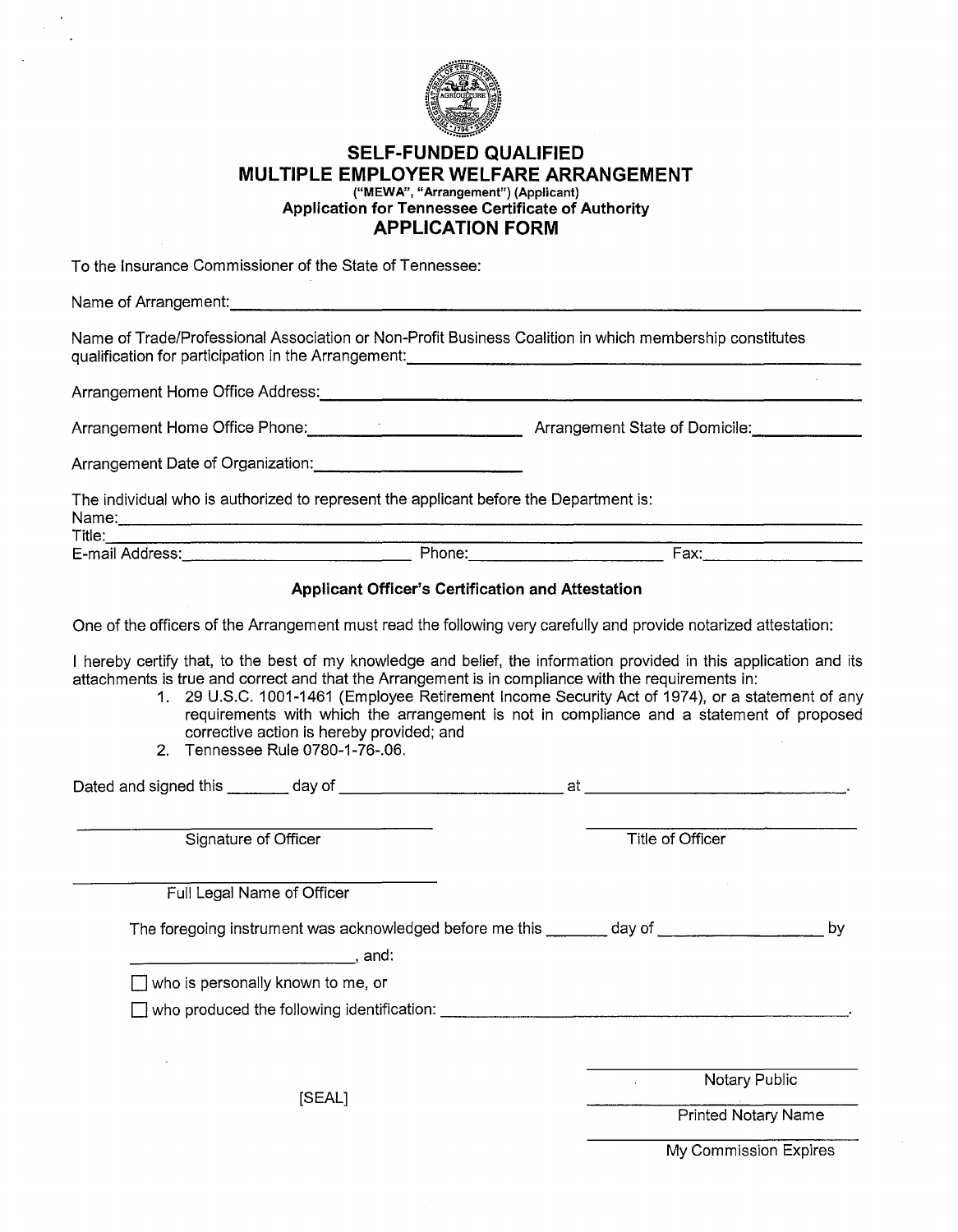# SELF-FUNDED QUALIFIED MULTIPLE EMPLOYER WELFARE ARRANGEMENT

**("MEWA", "Arrangement") (Applicant)**

**Application for Tennessee Certificate of Authority**

## APPLICATION FORM

To the Insurance Commissioner of the State of Tennessee:

Name of Arrangement: ______________________________

Name of Trade/Professional Association or Non-Profit Business Coalition in which membership constitutes qualification for participation in the Arrangement: ______________________________

Arrangement Home Office Address: ______________________________

Arrangement Home Office Phone: ______________ Arrangement State of Domicile: ______________

Arrangement Date of Organization: ______________

The individual who is authorized to represent the applicant before the Department is:

Name: ______________________________

Title: ______________________________

E-mail Address: ______________ Phone: ______________ Fax: ______________

### Applicant Officer's Certification and Attestation

One of the officers of the Arrangement must read the following very carefully and provide notarized attestation:

I hereby certify that, to the best of my knowledge and belief, the information provided in this application and its attachments is true and correct and that the Arrangement is in compliance with the requirements in:

1. 29 U.S.C. 1001-1461 (Employee Retirement Income Security Act of 1974), or a statement of any requirements with which the arrangement is not in compliance and a statement of proposed corrective action is hereby provided; and
2. Tennessee Rule 0780-1-76-.06.

Dated and signed this _______ day of ______________ at ______________.

______________________________ Signature of Officer

______________________________ Title of Officer

______________________________ Full Legal Name of Officer

The foregoing instrument was acknowledged before me this _______ day of ______________ by ______________, and:

☐ who is personally known to me, or

☐ who produced the following identification: ______________________________.

[SEAL]

______________________________ Notary Public

______________________________ Printed Notary Name

______________________________ My Commission Expires